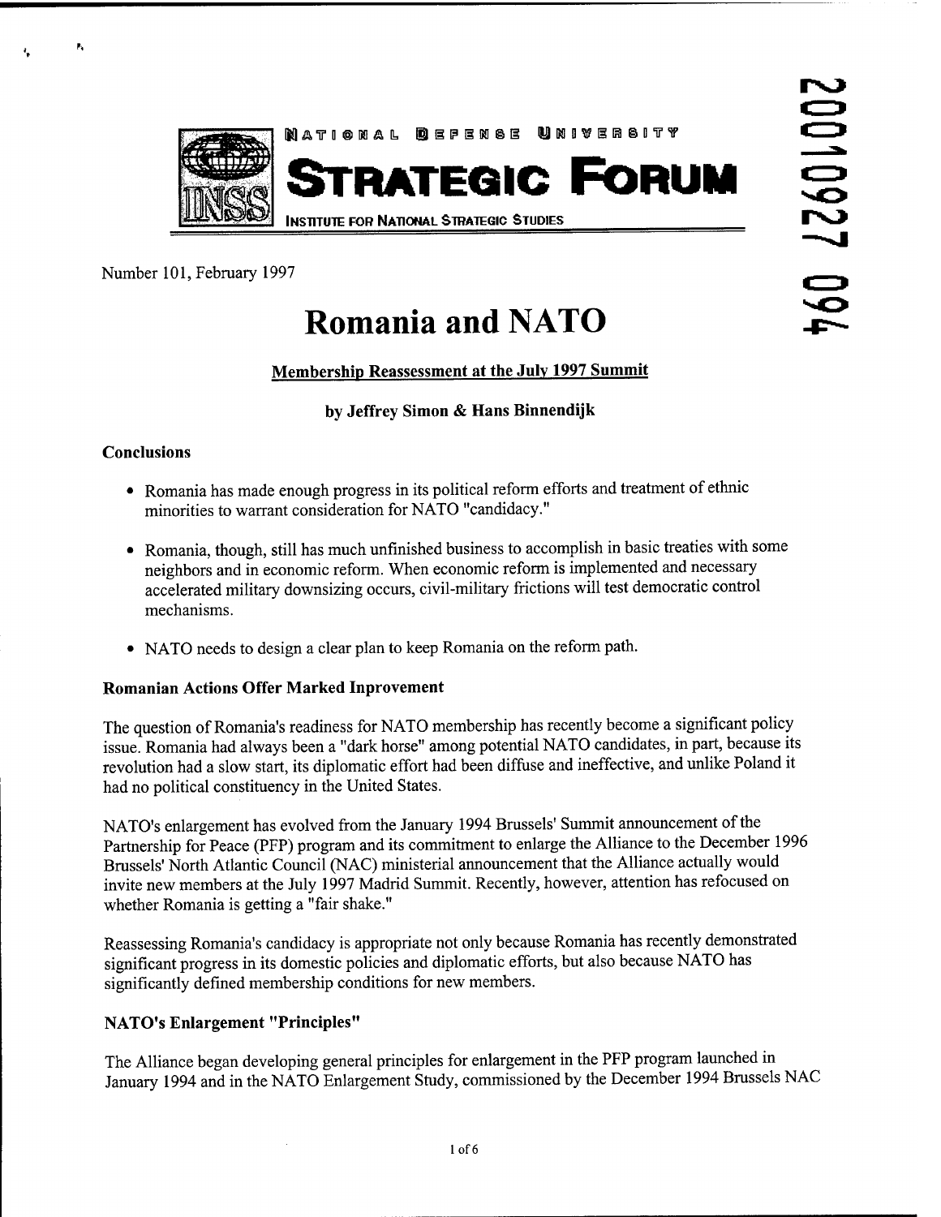NATIONAL DEFENSE UNIVERSITY

# STRATEGIC FORUM

INSTITUTE FOR NATIONAL STRATEGIC STUDIES

Number 101, February 1997

# Romania and NATO

## Membership Reassessment at the July 1997 Summit

**by Jeffrey Simon & Hans Binnendijk**

### Conclusions

- Romania has made enough progress in its political reform efforts and treatment of ethnic minorities to warrant consideration for NATO "candidacy."
- Romania, though, still has much unfinished business to accomplish in basic treaties with some neighbors and in economic reform. When economic reform is implemented and necessary accelerated military downsizing occurs, civil-military frictions will test democratic control mechanisms.
- NATO needs to design a clear plan to keep Romania on the reform path.

### Romanian Actions Offer Marked Inprovement

The question of Romania's readiness for NATO membership has recently become a significant policy issue. Romania had always been a "dark horse" among potential NATO candidates, in part, because its revolution had a slow start, its diplomatic effort had been diffuse and ineffective, and unlike Poland it had no political constituency in the United States.

NATO's enlargement has evolved from the January 1994 Brussels' Summit announcement of the Partnership for Peace (PFP) program and its commitment to enlarge the Alliance to the December 1996 Brussels' North Atlantic Council (NAC) ministerial announcement that the Alliance actually would invite new members at the July 1997 Madrid Summit. Recently, however, attention has refocused on whether Romania is getting a "fair shake."

Reassessing Romania's candidacy is appropriate not only because Romania has recently demonstrated significant progress in its domestic policies and diplomatic efforts, but also because NATO has significantly defined membership conditions for new members.

### NATO's Enlargement "Principles"

The Alliance began developing general principles for enlargement in the PFP program launched in January 1994 and in the NATO Enlargement Study, commissioned by the December 1994 Brussels NAC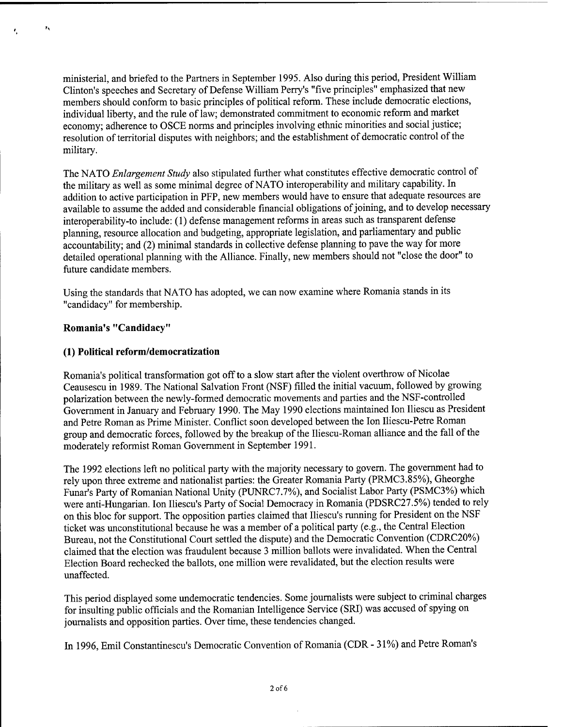ministerial, and briefed to the Partners in September 1995. Also during this period, President William Clinton's speeches and Secretary of Defense William Perry's "five principles" emphasized that new members should conform to basic principles of political reform. These include democratic elections, individual liberty, and the rule of law; demonstrated commitment to economic reform and market economy; adherence to OSCE norms and principles involving ethnic minorities and social justice; resolution of territorial disputes with neighbors; and the establishment of democratic control of the military.

The NATO *Enlargement Study* also stipulated further what constitutes effective democratic control of the military as well as some minimal degree of NATO interoperability and military capability. In addition to active participation in PFP, new members would have to ensure that adequate resources are available to assume the added and considerable financial obligations of joining, and to develop necessary interoperability-to include: (1) defense management reforms in areas such as transparent defense planning, resource allocation and budgeting, appropriate legislation, and parliamentary and public accountability; and (2) minimal standards in collective defense planning to pave the way for more detailed operational planning with the Alliance. Finally, new members should not "close the door" to future candidate members.

Using the standards that NATO has adopted, we can now examine where Romania stands in its "candidacy" for membership.

**Romania's "Candidacy"**

**(1) Political reform/democratization**

Romania's political transformation got off to a slow start after the violent overthrow of Nicolae Ceausescu in 1989. The National Salvation Front (NSF) filled the initial vacuum, followed by growing polarization between the newly-formed democratic movements and parties and the NSF-controlled Government in January and February 1990. The May 1990 elections maintained Ion Iliescu as President and Petre Roman as Prime Minister. Conflict soon developed between the Ion Iliescu-Petre Roman group and democratic forces, followed by the breakup of the Iliescu-Roman alliance and the fall of the moderately reformist Roman Government in September 1991.

The 1992 elections left no political party with the majority necessary to govern. The government had to rely upon three extreme and nationalist parties: the Greater Romania Party (PRMC3.85%), Gheorghe Funar's Party of Romanian National Unity (PUNRC7.7%), and Socialist Labor Party (PSMC3%) which were anti-Hungarian. Ion Iliescu's Party of Social Democracy in Romania (PDSRC27.5%) tended to rely on this bloc for support. The opposition parties claimed that Iliescu's running for President on the NSF ticket was unconstitutional because he was a member of a political party (e.g., the Central Election Bureau, not the Constitutional Court settled the dispute) and the Democratic Convention (CDRC20%) claimed that the election was fraudulent because 3 million ballots were invalidated. When the Central Election Board rechecked the ballots, one million were revalidated, but the election results were unaffected.

This period displayed some undemocratic tendencies. Some journalists were subject to criminal charges for insulting public officials and the Romanian Intelligence Service (SRI) was accused of spying on journalists and opposition parties. Over time, these tendencies changed.

In 1996, Emil Constantinescu's Democratic Convention of Romania (CDR - 31%) and Petre Roman's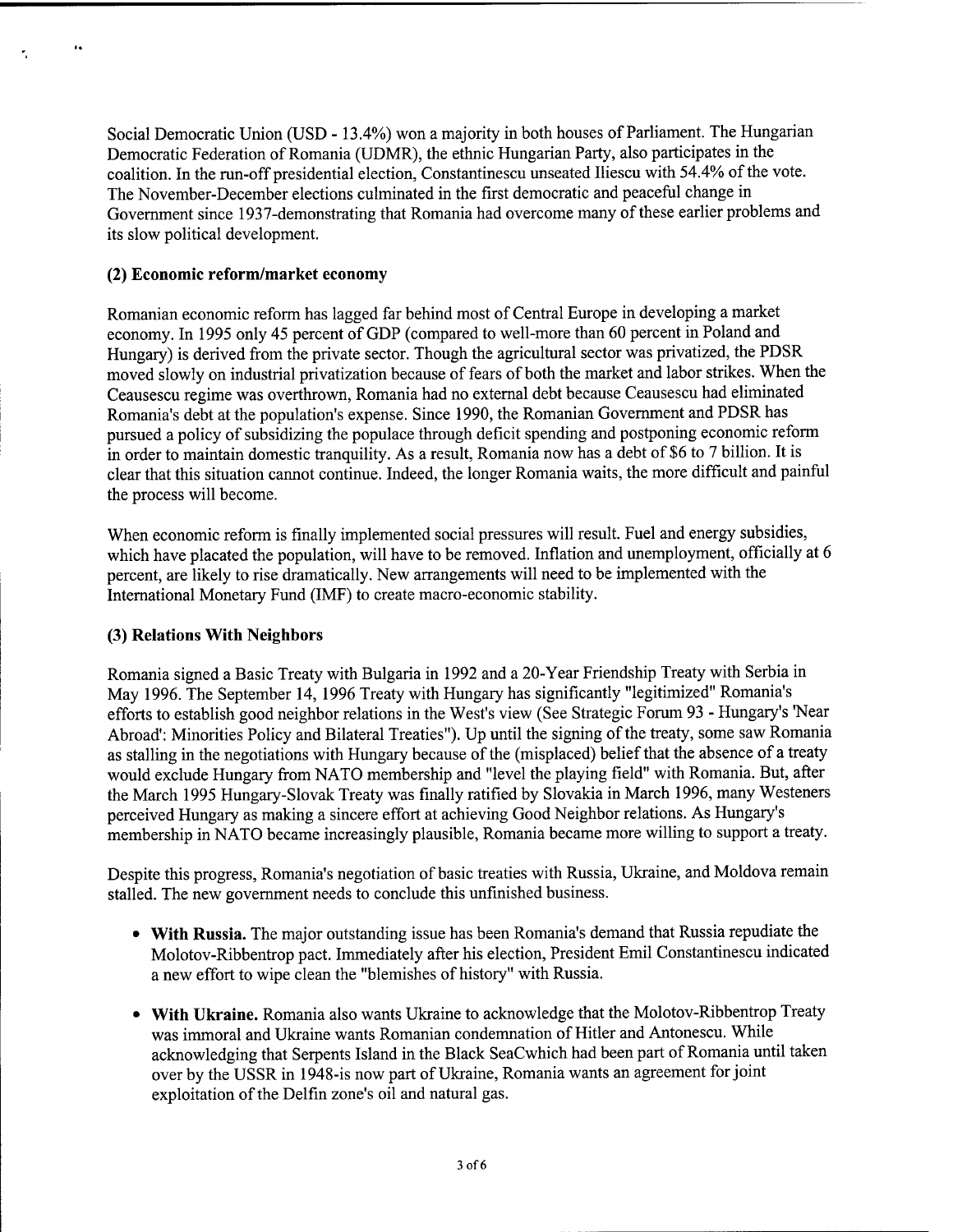Social Democratic Union (USD - 13.4%) won a majority in both houses of Parliament. The Hungarian Democratic Federation of Romania (UDMR), the ethnic Hungarian Party, also participates in the coalition. In the run-off presidential election, Constantinescu unseated Iliescu with 54.4% of the vote. The November-December elections culminated in the first democratic and peaceful change in Government since 1937-demonstrating that Romania had overcome many of these earlier problems and its slow political development.

### (2) Economic reform/market economy

Romanian economic reform has lagged far behind most of Central Europe in developing a market economy. In 1995 only 45 percent of GDP (compared to well-more than 60 percent in Poland and Hungary) is derived from the private sector. Though the agricultural sector was privatized, the PDSR moved slowly on industrial privatization because of fears of both the market and labor strikes. When the Ceausescu regime was overthrown, Romania had no external debt because Ceausescu had eliminated Romania's debt at the population's expense. Since 1990, the Romanian Government and PDSR has pursued a policy of subsidizing the populace through deficit spending and postponing economic reform in order to maintain domestic tranquility. As a result, Romania now has a debt of $6 to 7 billion. It is clear that this situation cannot continue. Indeed, the longer Romania waits, the more difficult and painful the process will become.

When economic reform is finally implemented social pressures will result. Fuel and energy subsidies, which have placated the population, will have to be removed. Inflation and unemployment, officially at 6 percent, are likely to rise dramatically. New arrangements will need to be implemented with the International Monetary Fund (IMF) to create macro-economic stability.

### (3) Relations With Neighbors

Romania signed a Basic Treaty with Bulgaria in 1992 and a 20-Year Friendship Treaty with Serbia in May 1996. The September 14, 1996 Treaty with Hungary has significantly "legitimized" Romania's efforts to establish good neighbor relations in the West's view (See Strategic Forum 93 - Hungary's 'Near Abroad': Minorities Policy and Bilateral Treaties"). Up until the signing of the treaty, some saw Romania as stalling in the negotiations with Hungary because of the (misplaced) belief that the absence of a treaty would exclude Hungary from NATO membership and "level the playing field" with Romania. But, after the March 1995 Hungary-Slovak Treaty was finally ratified by Slovakia in March 1996, many Westeners perceived Hungary as making a sincere effort at achieving Good Neighbor relations. As Hungary's membership in NATO became increasingly plausible, Romania became more willing to support a treaty.

Despite this progress, Romania's negotiation of basic treaties with Russia, Ukraine, and Moldova remain stalled. The new government needs to conclude this unfinished business.

- **With Russia.** The major outstanding issue has been Romania's demand that Russia repudiate the Molotov-Ribbentrop pact. Immediately after his election, President Emil Constantinescu indicated a new effort to wipe clean the "blemishes of history" with Russia.
- **With Ukraine.** Romania also wants Ukraine to acknowledge that the Molotov-Ribbentrop Treaty was immoral and Ukraine wants Romanian condemnation of Hitler and Antonescu. While acknowledging that Serpents Island in the Black SeaCwhich had been part of Romania until taken over by the USSR in 1948-is now part of Ukraine, Romania wants an agreement for joint exploitation of the Delfin zone's oil and natural gas.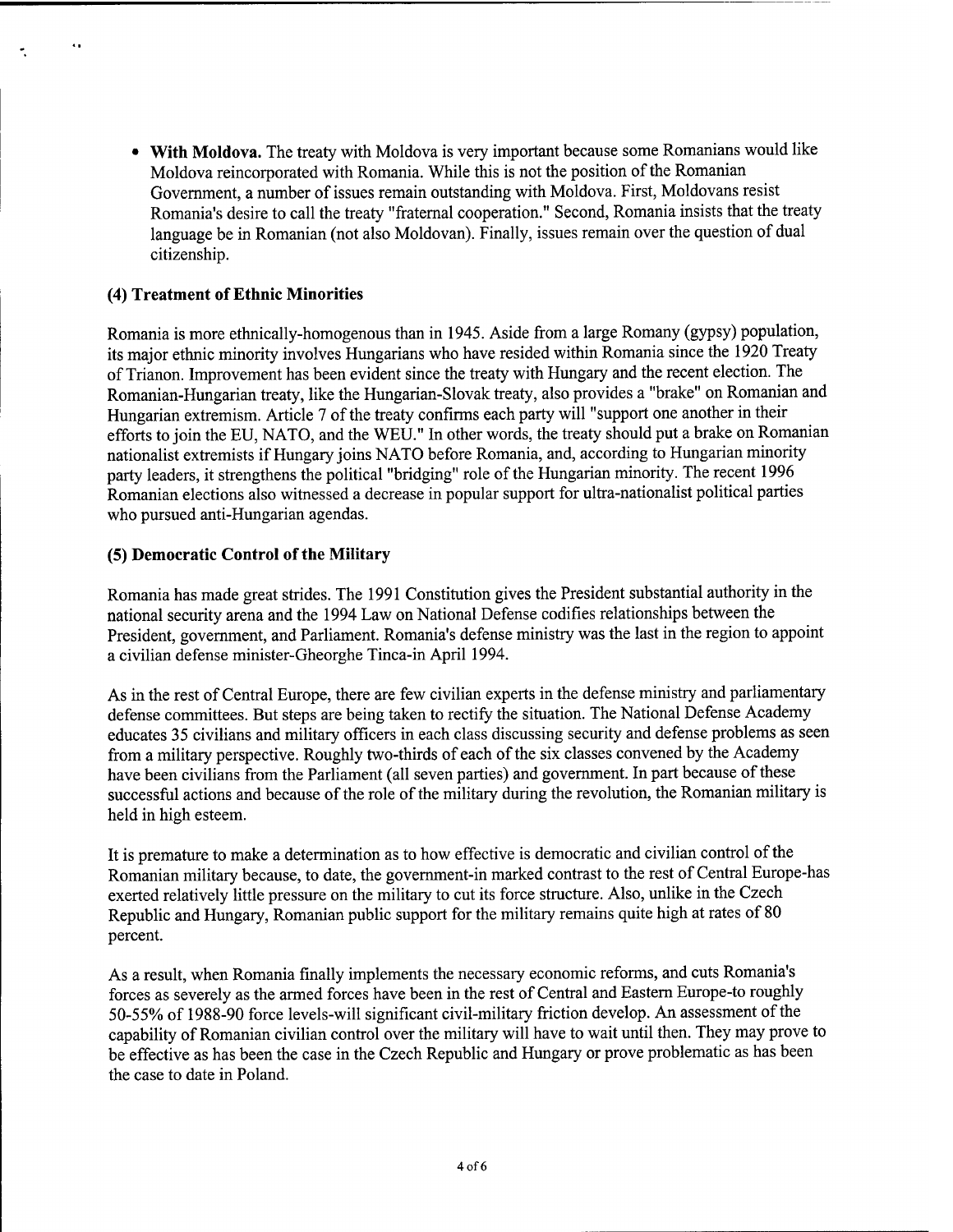- **With Moldova.** The treaty with Moldova is very important because some Romanians would like Moldova reincorporated with Romania. While this is not the position of the Romanian Government, a number of issues remain outstanding with Moldova. First, Moldovans resist Romania's desire to call the treaty "fraternal cooperation." Second, Romania insists that the treaty language be in Romanian (not also Moldovan). Finally, issues remain over the question of dual citizenship.

**(4) Treatment of Ethnic Minorities**

Romania is more ethnically-homogenous than in 1945. Aside from a large Romany (gypsy) population, its major ethnic minority involves Hungarians who have resided within Romania since the 1920 Treaty of Trianon. Improvement has been evident since the treaty with Hungary and the recent election. The Romanian-Hungarian treaty, like the Hungarian-Slovak treaty, also provides a "brake" on Romanian and Hungarian extremism. Article 7 of the treaty confirms each party will "support one another in their efforts to join the EU, NATO, and the WEU." In other words, the treaty should put a brake on Romanian nationalist extremists if Hungary joins NATO before Romania, and, according to Hungarian minority party leaders, it strengthens the political "bridging" role of the Hungarian minority. The recent 1996 Romanian elections also witnessed a decrease in popular support for ultra-nationalist political parties who pursued anti-Hungarian agendas.

**(5) Democratic Control of the Military**

Romania has made great strides. The 1991 Constitution gives the President substantial authority in the national security arena and the 1994 Law on National Defense codifies relationships between the President, government, and Parliament. Romania's defense ministry was the last in the region to appoint a civilian defense minister-Gheorghe Tinca-in April 1994.

As in the rest of Central Europe, there are few civilian experts in the defense ministry and parliamentary defense committees. But steps are being taken to rectify the situation. The National Defense Academy educates 35 civilians and military officers in each class discussing security and defense problems as seen from a military perspective. Roughly two-thirds of each of the six classes convened by the Academy have been civilians from the Parliament (all seven parties) and government. In part because of these successful actions and because of the role of the military during the revolution, the Romanian military is held in high esteem.

It is premature to make a determination as to how effective is democratic and civilian control of the Romanian military because, to date, the government-in marked contrast to the rest of Central Europe-has exerted relatively little pressure on the military to cut its force structure. Also, unlike in the Czech Republic and Hungary, Romanian public support for the military remains quite high at rates of 80 percent.

As a result, when Romania finally implements the necessary economic reforms, and cuts Romania's forces as severely as the armed forces have been in the rest of Central and Eastern Europe-to roughly 50-55% of 1988-90 force levels-will significant civil-military friction develop. An assessment of the capability of Romanian civilian control over the military will have to wait until then. They may prove to be effective as has been the case in the Czech Republic and Hungary or prove problematic as has been the case to date in Poland.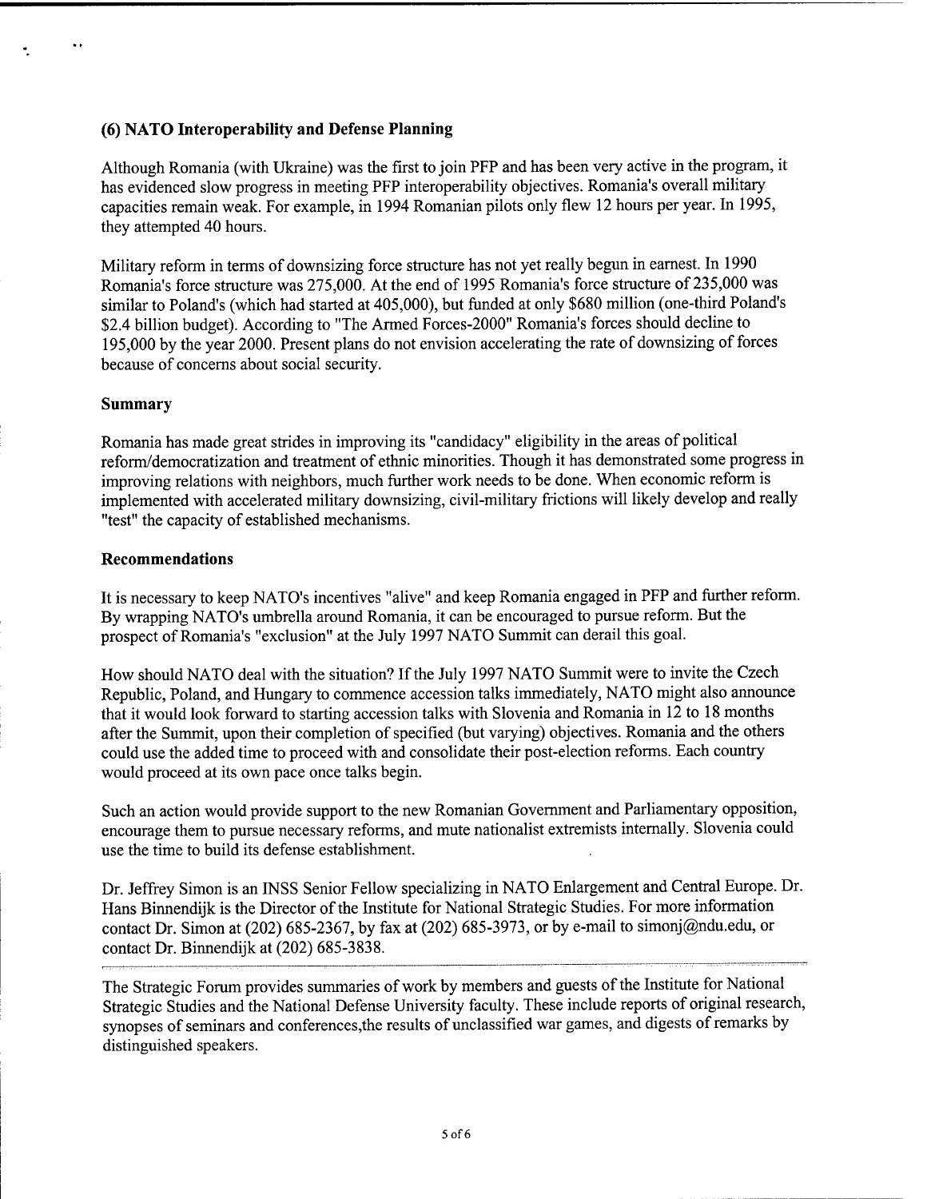### (6) NATO Interoperability and Defense Planning

Although Romania (with Ukraine) was the first to join PFP and has been very active in the program, it has evidenced slow progress in meeting PFP interoperability objectives. Romania's overall military capacities remain weak. For example, in 1994 Romanian pilots only flew 12 hours per year. In 1995, they attempted 40 hours.

Military reform in terms of downsizing force structure has not yet really begun in earnest. In 1990 Romania's force structure was 275,000. At the end of 1995 Romania's force structure of 235,000 was similar to Poland's (which had started at 405,000), but funded at only $680 million (one-third Poland's $2.4 billion budget). According to "The Armed Forces-2000" Romania's forces should decline to 195,000 by the year 2000. Present plans do not envision accelerating the rate of downsizing of forces because of concerns about social security.

### Summary

Romania has made great strides in improving its "candidacy" eligibility in the areas of political reform/democratization and treatment of ethnic minorities. Though it has demonstrated some progress in improving relations with neighbors, much further work needs to be done. When economic reform is implemented with accelerated military downsizing, civil-military frictions will likely develop and really "test" the capacity of established mechanisms.

### Recommendations

It is necessary to keep NATO's incentives "alive" and keep Romania engaged in PFP and further reform. By wrapping NATO's umbrella around Romania, it can be encouraged to pursue reform. But the prospect of Romania's "exclusion" at the July 1997 NATO Summit can derail this goal.

How should NATO deal with the situation? If the July 1997 NATO Summit were to invite the Czech Republic, Poland, and Hungary to commence accession talks immediately, NATO might also announce that it would look forward to starting accession talks with Slovenia and Romania in 12 to 18 months after the Summit, upon their completion of specified (but varying) objectives. Romania and the others could use the added time to proceed with and consolidate their post-election reforms. Each country would proceed at its own pace once talks begin.

Such an action would provide support to the new Romanian Government and Parliamentary opposition, encourage them to pursue necessary reforms, and mute nationalist extremists internally. Slovenia could use the time to build its defense establishment.

Dr. Jeffrey Simon is an INSS Senior Fellow specializing in NATO Enlargement and Central Europe. Dr. Hans Binnendijk is the Director of the Institute for National Strategic Studies. For more information contact Dr. Simon at (202) 685-2367, by fax at (202) 685-3973, or by e-mail to simonj@ndu.edu, or contact Dr. Binnendijk at (202) 685-3838.

---

The Strategic Forum provides summaries of work by members and guests of the Institute for National Strategic Studies and the National Defense University faculty. These include reports of original research, synopses of seminars and conferences,the results of unclassified war games, and digests of remarks by distinguished speakers.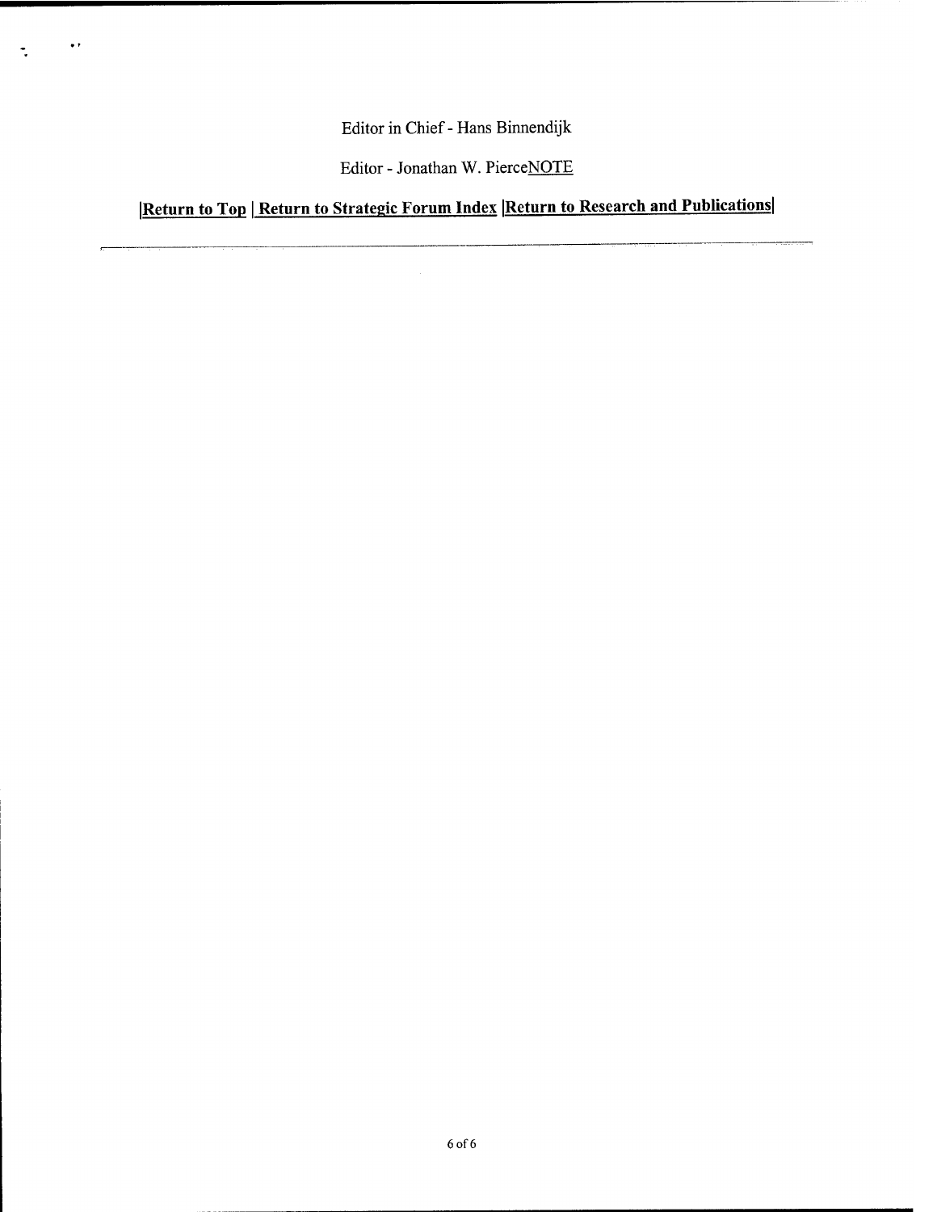Editor in Chief - Hans Binnendijk

Editor - Jonathan W. PierceNOTE

**|Return to Top | Return to Strategic Forum Index |Return to Research and Publications|**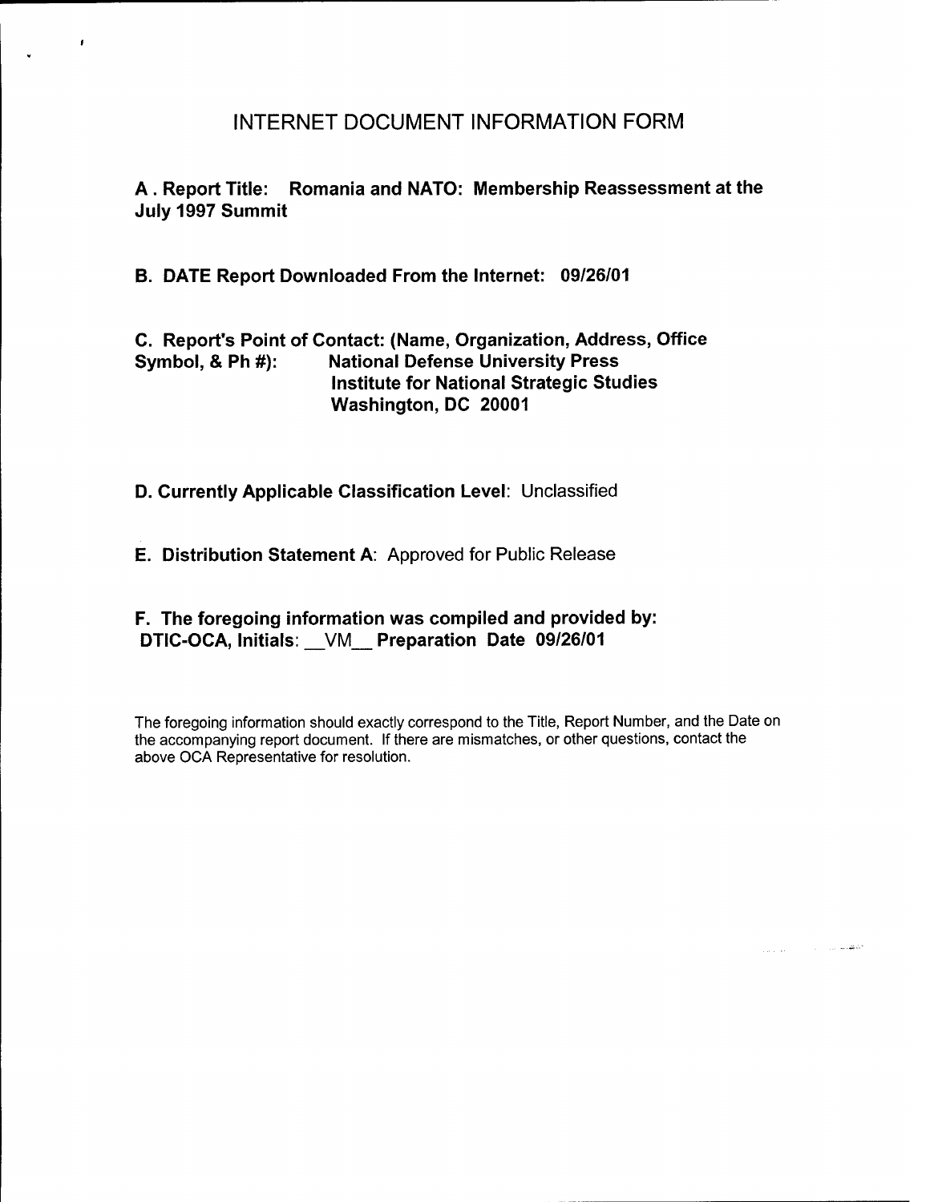# INTERNET DOCUMENT INFORMATION FORM

**A . Report Title: Romania and NATO: Membership Reassessment at the July 1997 Summit**

**B. DATE Report Downloaded From the Internet: 09/26/01**

**C. Report's Point of Contact: (Name, Organization, Address, Office Symbol, & Ph #):** **National Defense University Press Institute for National Strategic Studies Washington, DC 20001**

**D. Currently Applicable Classification Level**: Unclassified

**E. Distribution Statement A**: Approved for Public Release

**F. The foregoing information was compiled and provided by: DTIC-OCA, Initials**: __VM__ **Preparation Date 09/26/01**

The foregoing information should exactly correspond to the Title, Report Number, and the Date on the accompanying report document. If there are mismatches, or other questions, contact the above OCA Representative for resolution.